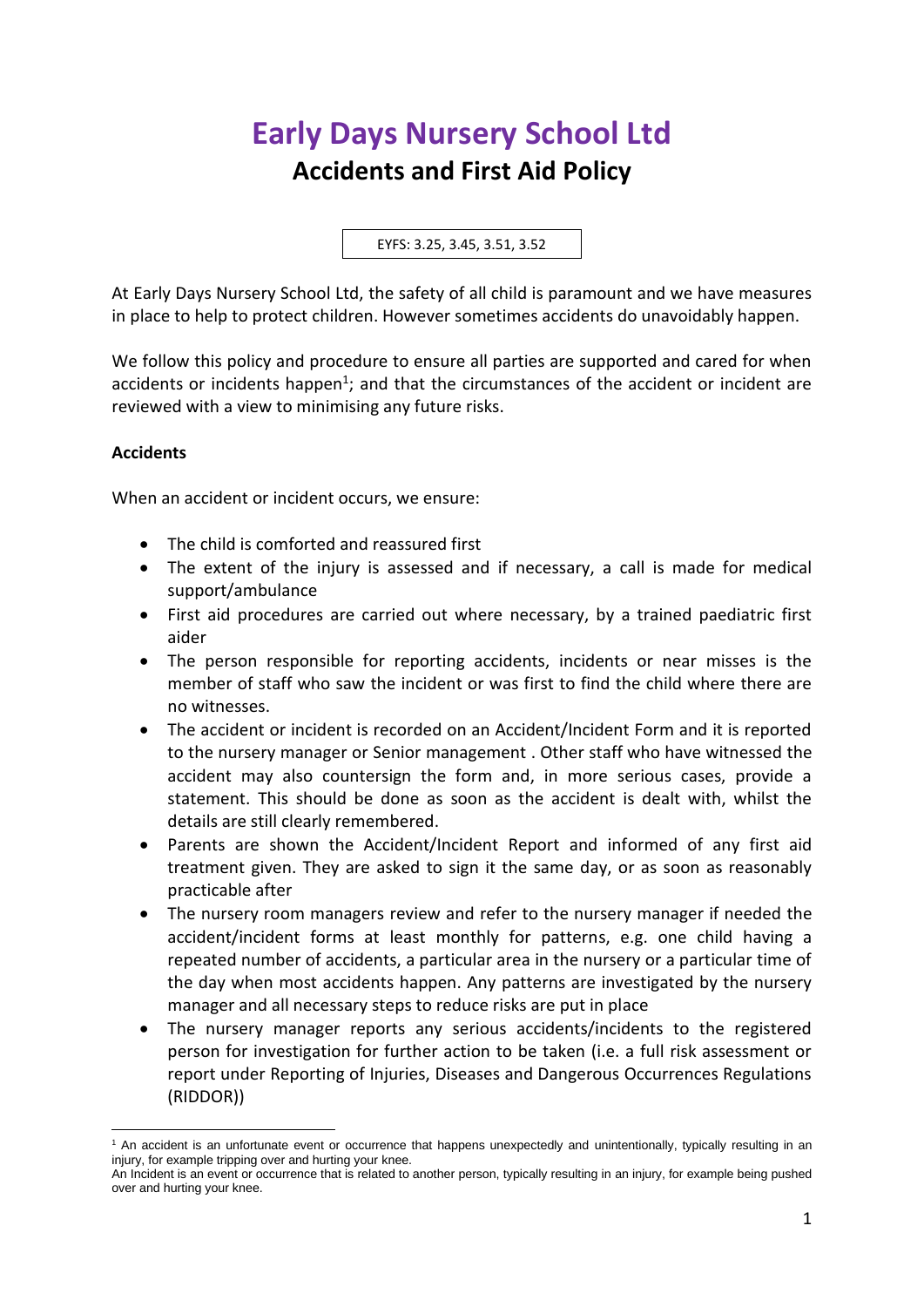# Early Days Nursery School Ltd

## Accidents and First Aid Policy

EYFS: 3.25, 3.45, 3.51, 3.52

At Early Days Nursery School Ltd, the safety of all child is paramount and we have measures in place to help to protect children. However sometimes accidents do unavoidably happen.

We follow this policy and procedure to ensure all parties are supported and cared for when accidents or incidents happen[1]; and that the circumstances of the accident or incident are reviewed with a view to minimising any future risks.

**Accidents**

When an accident or incident occurs, we ensure:

- The child is comforted and reassured first
- The extent of the injury is assessed and if necessary, a call is made for medical support/ambulance
- First aid procedures are carried out where necessary, by a trained paediatric first aider
- The person responsible for reporting accidents, incidents or near misses is the member of staff who saw the incident or was first to find the child where there are no witnesses.
- The accident or incident is recorded on an Accident/Incident Form and it is reported to the nursery manager or Senior management . Other staff who have witnessed the accident may also countersign the form and, in more serious cases, provide a statement. This should be done as soon as the accident is dealt with, whilst the details are still clearly remembered.
- Parents are shown the Accident/Incident Report and informed of any first aid treatment given. They are asked to sign it the same day, or as soon as reasonably practicable after
- The nursery room managers review and refer to the nursery manager if needed the accident/incident forms at least monthly for patterns, e.g. one child having a repeated number of accidents, a particular area in the nursery or a particular time of the day when most accidents happen. Any patterns are investigated by the nursery manager and all necessary steps to reduce risks are put in place
- The nursery manager reports any serious accidents/incidents to the registered person for investigation for further action to be taken (i.e. a full risk assessment or report under Reporting of Injuries, Diseases and Dangerous Occurrences Regulations (RIDDOR))

---

[1] An accident is an unfortunate event or occurrence that happens unexpectedly and unintentionally, typically resulting in an injury, for example tripping over and hurting your knee.
An Incident is an event or occurrence that is related to another person, typically resulting in an injury, for example being pushed over and hurting your knee.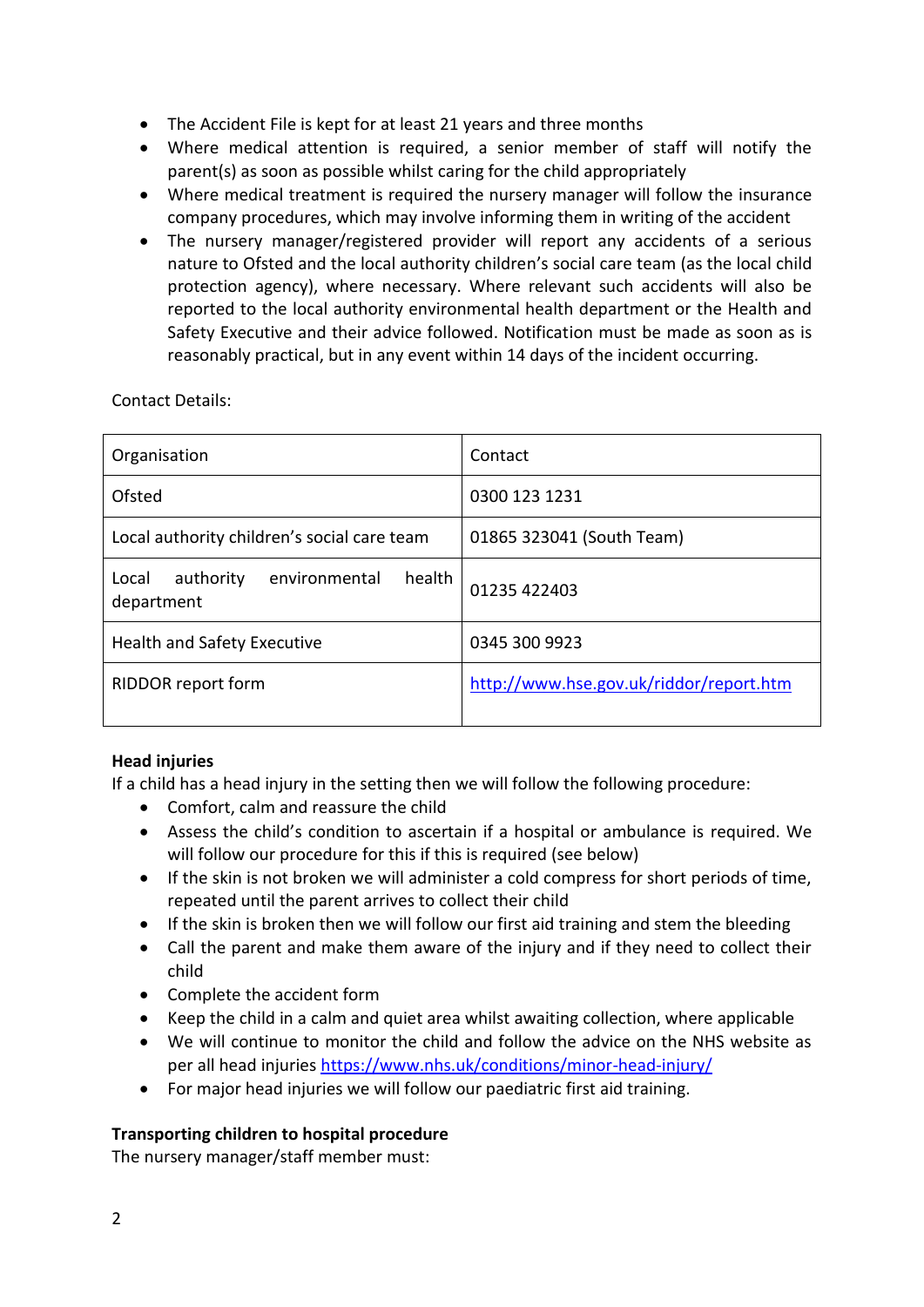- The Accident File is kept for at least 21 years and three months
- Where medical attention is required, a senior member of staff will notify the parent(s) as soon as possible whilst caring for the child appropriately
- Where medical treatment is required the nursery manager will follow the insurance company procedures, which may involve informing them in writing of the accident
- The nursery manager/registered provider will report any accidents of a serious nature to Ofsted and the local authority children's social care team (as the local child protection agency), where necessary. Where relevant such accidents will also be reported to the local authority environmental health department or the Health and Safety Executive and their advice followed. Notification must be made as soon as is reasonably practical, but in any event within 14 days of the incident occurring.

Contact Details:

| Organisation | Contact |
|---|---|
| Ofsted | 0300 123 1231 |
| Local authority children's social care team | 01865 323041 (South Team) |
| Local authority environmental health department | 01235 422403 |
| Health and Safety Executive | 0345 300 9923 |
| RIDDOR report form | http://www.hse.gov.uk/riddor/report.htm |

**Head injuries**

If a child has a head injury in the setting then we will follow the following procedure:

- Comfort, calm and reassure the child
- Assess the child's condition to ascertain if a hospital or ambulance is required. We will follow our procedure for this if this is required (see below)
- If the skin is not broken we will administer a cold compress for short periods of time, repeated until the parent arrives to collect their child
- If the skin is broken then we will follow our first aid training and stem the bleeding
- Call the parent and make them aware of the injury and if they need to collect their child
- Complete the accident form
- Keep the child in a calm and quiet area whilst awaiting collection, where applicable
- We will continue to monitor the child and follow the advice on the NHS website as per all head injuries https://www.nhs.uk/conditions/minor-head-injury/
- For major head injuries we will follow our paediatric first aid training.

**Transporting children to hospital procedure**

The nursery manager/staff member must: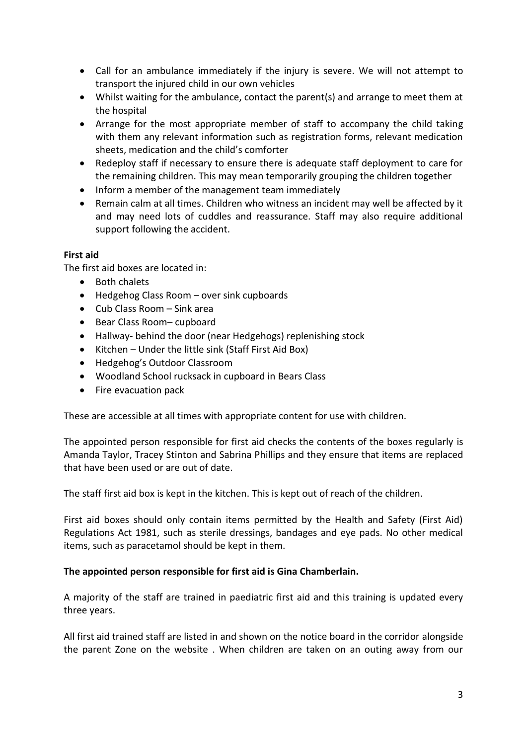- Call for an ambulance immediately if the injury is severe. We will not attempt to transport the injured child in our own vehicles
- Whilst waiting for the ambulance, contact the parent(s) and arrange to meet them at the hospital
- Arrange for the most appropriate member of staff to accompany the child taking with them any relevant information such as registration forms, relevant medication sheets, medication and the child's comforter
- Redeploy staff if necessary to ensure there is adequate staff deployment to care for the remaining children. This may mean temporarily grouping the children together
- Inform a member of the management team immediately
- Remain calm at all times. Children who witness an incident may well be affected by it and may need lots of cuddles and reassurance. Staff may also require additional support following the accident.

**First aid**

The first aid boxes are located in:

- Both chalets
- Hedgehog Class Room – over sink cupboards
- Cub Class Room – Sink area
- Bear Class Room– cupboard
- Hallway- behind the door (near Hedgehogs) replenishing stock
- Kitchen – Under the little sink (Staff First Aid Box)
- Hedgehog's Outdoor Classroom
- Woodland School rucksack in cupboard in Bears Class
- Fire evacuation pack

These are accessible at all times with appropriate content for use with children.

The appointed person responsible for first aid checks the contents of the boxes regularly is Amanda Taylor, Tracey Stinton and Sabrina Phillips and they ensure that items are replaced that have been used or are out of date.

The staff first aid box is kept in the kitchen. This is kept out of reach of the children.

First aid boxes should only contain items permitted by the Health and Safety (First Aid) Regulations Act 1981, such as sterile dressings, bandages and eye pads. No other medical items, such as paracetamol should be kept in them.

**The appointed person responsible for first aid is Gina Chamberlain.**

A majority of the staff are trained in paediatric first aid and this training is updated every three years.

All first aid trained staff are listed in and shown on the notice board in the corridor alongside the parent Zone on the website . When children are taken on an outing away from our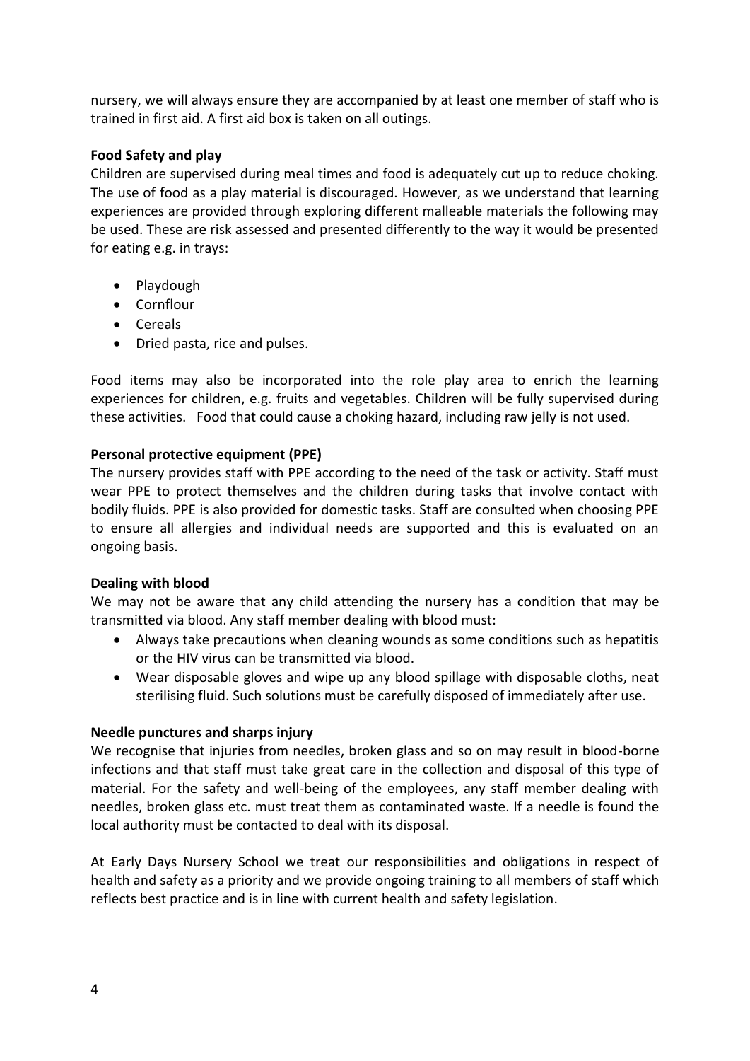nursery, we will always ensure they are accompanied by at least one member of staff who is trained in first aid. A first aid box is taken on all outings.

**Food Safety and play**

Children are supervised during meal times and food is adequately cut up to reduce choking. The use of food as a play material is discouraged. However, as we understand that learning experiences are provided through exploring different malleable materials the following may be used. These are risk assessed and presented differently to the way it would be presented for eating e.g. in trays:

- Playdough
- Cornflour
- Cereals
- Dried pasta, rice and pulses.

Food items may also be incorporated into the role play area to enrich the learning experiences for children, e.g. fruits and vegetables. Children will be fully supervised during these activities. Food that could cause a choking hazard, including raw jelly is not used.

**Personal protective equipment (PPE)**

The nursery provides staff with PPE according to the need of the task or activity. Staff must wear PPE to protect themselves and the children during tasks that involve contact with bodily fluids. PPE is also provided for domestic tasks. Staff are consulted when choosing PPE to ensure all allergies and individual needs are supported and this is evaluated on an ongoing basis.

**Dealing with blood**

We may not be aware that any child attending the nursery has a condition that may be transmitted via blood. Any staff member dealing with blood must:

- Always take precautions when cleaning wounds as some conditions such as hepatitis or the HIV virus can be transmitted via blood.
- Wear disposable gloves and wipe up any blood spillage with disposable cloths, neat sterilising fluid. Such solutions must be carefully disposed of immediately after use.

**Needle punctures and sharps injury**

We recognise that injuries from needles, broken glass and so on may result in blood-borne infections and that staff must take great care in the collection and disposal of this type of material. For the safety and well-being of the employees, any staff member dealing with needles, broken glass etc. must treat them as contaminated waste. If a needle is found the local authority must be contacted to deal with its disposal.

At Early Days Nursery School we treat our responsibilities and obligations in respect of health and safety as a priority and we provide ongoing training to all members of staff which reflects best practice and is in line with current health and safety legislation.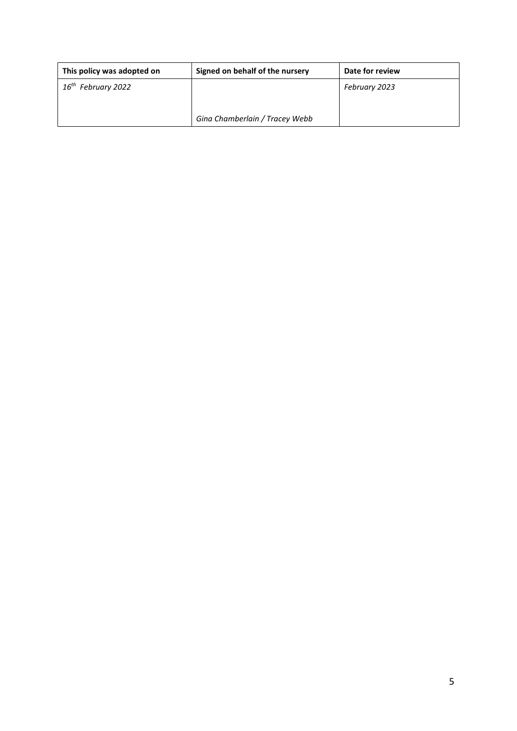| This policy was adopted on | Signed on behalf of the nursery | Date for review |
|---|---|---|
| *16th February 2022* | *Gina Chamberlain / Tracey Webb* | *February 2023* |